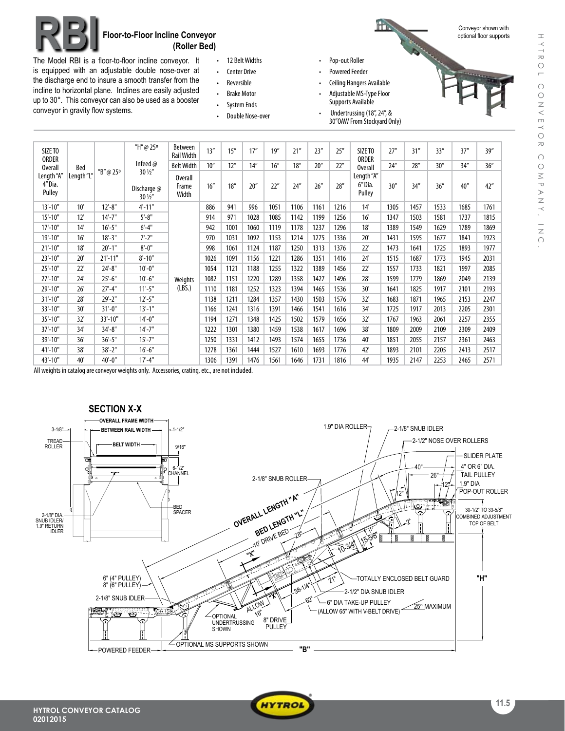# RBI Floor-to-Floor Incline Conveyor (Roller Bed)

The Model RBI is a floor-to-floor incline conveyor. It is equipped with an adjustable double nose-over at the discharge end to insure a smooth transfer from the incline to horizontal plane. Inclines are easily adjusted up to 30°. This conveyor can also be used as a booster conveyor in gravity flow systems.

- 12 Belt Widths
- Center Drive
- Reversible
- Brake Motor
- System Ends
- Double Nose-over
- Pop-out Roller
- Powered Feeder
- Ceiling Hangers Available
- Adjustable MS-Type Floor Supports Available
- Undertrussing (18", 24", & 30"OAW From Stockyard Only)

Conveyor shown with optional floor supports

| SIZE TO ORDER Overall Length "A" 4" Dia. Pulley | Bed Length "L" | "B" @ 25° | "H" @ 25° Infeed @ 30 ½" Discharge @ 30 ½" | Between Rail Width | 13" | 15" | 17" | 19" | 21" | 23" | 25" | SIZE TO ORDER Overall Length "A" 6" Dia. Pulley | 27" | 31" | 33" | 37" | 39" |
|---|---|---|---|---|---|---|---|---|---|---|---|---|---|---|---|---|---|
| | | | | Belt Width | 10" | 12" | 14" | 16" | 18" | 20" | 22" | | 24" | 28" | 30" | 34" | 36" |
| | | | | Overall Frame Width | 16" | 18" | 20" | 22" | 24" | 26" | 28" | | 30" | 34" | 36" | 40" | 42" |
| 13'-10" | 10' | 12'-8" | 4'-11" | Weights (LBS.) | 886 | 941 | 996 | 1051 | 1106 | 1161 | 1216 | 14' | 1305 | 1457 | 1533 | 1685 | 1761 |
| 15'-10" | 12' | 14'-7" | 5'-8" | | 914 | 971 | 1028 | 1085 | 1142 | 1199 | 1256 | 16' | 1347 | 1503 | 1581 | 1737 | 1815 |
| 17'-10" | 14' | 16'-5" | 6'-4" | | 942 | 1001 | 1060 | 1119 | 1178 | 1237 | 1296 | 18' | 1389 | 1549 | 1629 | 1789 | 1869 |
| 19'-10" | 16' | 18'-3" | 7'-2" | | 970 | 1031 | 1092 | 1153 | 1214 | 1275 | 1336 | 20' | 1431 | 1595 | 1677 | 1841 | 1923 |
| 21'-10" | 18' | 20'-1" | 8'-0" | | 998 | 1061 | 1124 | 1187 | 1250 | 1313 | 1376 | 22' | 1473 | 1641 | 1725 | 1893 | 1977 |
| 23'-10" | 20' | 21'-11" | 8'-10" | | 1026 | 1091 | 1156 | 1221 | 1286 | 1351 | 1416 | 24' | 1515 | 1687 | 1773 | 1945 | 2031 |
| 25'-10" | 22' | 24'-8" | 10'-0" | | 1054 | 1121 | 1188 | 1255 | 1322 | 1389 | 1456 | 22' | 1557 | 1733 | 1821 | 1997 | 2085 |
| 27'-10" | 24' | 25'-6" | 10'-6" | | 1082 | 1151 | 1220 | 1289 | 1358 | 1427 | 1496 | 28' | 1599 | 1779 | 1869 | 2049 | 2139 |
| 29'-10" | 26' | 27'-4" | 11'-5" | | 1110 | 1181 | 1252 | 1323 | 1394 | 1465 | 1536 | 30' | 1641 | 1825 | 1917 | 2101 | 2193 |
| 31'-10" | 28' | 29'-2" | 12'-5" | | 1138 | 1211 | 1284 | 1357 | 1430 | 1503 | 1576 | 32' | 1683 | 1871 | 1965 | 2153 | 2247 |
| 33'-10" | 30' | 31'-0" | 13'-1" | | 1166 | 1241 | 1316 | 1391 | 1466 | 1541 | 1616 | 34' | 1725 | 1917 | 2013 | 2205 | 2301 |
| 35'-10" | 32' | 33'-10" | 14'-0" | | 1194 | 1271 | 1348 | 1425 | 1502 | 1579 | 1656 | 32' | 1767 | 1963 | 2061 | 2257 | 2355 |
| 37'-10" | 34' | 34'-8" | 14'-7" | | 1222 | 1301 | 1380 | 1459 | 1538 | 1617 | 1696 | 38' | 1809 | 2009 | 2109 | 2309 | 2409 |
| 39'-10" | 36' | 36'-5" | 15'-7" | | 1250 | 1331 | 1412 | 1493 | 1574 | 1655 | 1736 | 40' | 1851 | 2055 | 2157 | 2361 | 2463 |
| 41'-10" | 38' | 38'-2" | 16'-6" | | 1278 | 1361 | 1444 | 1527 | 1610 | 1693 | 1776 | 42' | 1893 | 2101 | 2205 | 2413 | 2517 |
| 43'-10" | 40' | 40'-0" | 17'-4" | | 1306 | 1391 | 1476 | 1561 | 1646 | 1731 | 1816 | 44' | 1935 | 2147 | 2253 | 2465 | 2571 |

All weights in catalog are conveyor weights only. Accessories, crating, etc., are not included.

## SECTION X-X

OVERALL FRAME WIDTH, BETWEEN RAIL WIDTH, BELT WIDTH, 3-1/8", 1-1/2", 9/16", TREAD ROLLER, 6-1/2" CHANNEL, BED SPACER, 2-1/8" DIA. SNUB IDLER/ 1.9" RETURN IDLER

1.9" DIA ROLLER, 2-1/8" SNUB IDLER, 2-1/2" NOSE OVER ROLLERS, SLIDER PLATE, 4" OR 6" DIA. TAIL PULLEY, 1.9" DIA POP-OUT ROLLER, 2-1/8" SNUB ROLLER, 40", 26", 12", 12", 2', 30-1/2" TO 33-5/8" COMBINED ADJUSTMENT TOP OF BELT, OVERALL LENGTH "A", BED LENGTH "L", 10' DRIVE BED, 28", 10-3/4", 15-5/8", "X", TOTALLY ENCLOSED BELT GUARD, "H", 6" (4" PULLEY) 8" (6" PULLEY), 2-1/8" SNUB IDLER, 38-1/4", 21", 2-1/2" DIA SNUB IDLER, 62", 6" DIA TAKE-UP PULLEY (ALLOW 65" WITH V-BELT DRIVE), 25° MAXIMUM, ALLOW 16", OPTIONAL UNDERTRUSSING SHOWN, 8" DRIVE PULLEY, POWERED FEEDER, OPTIONAL MS SUPPORTS SHOWN, "B"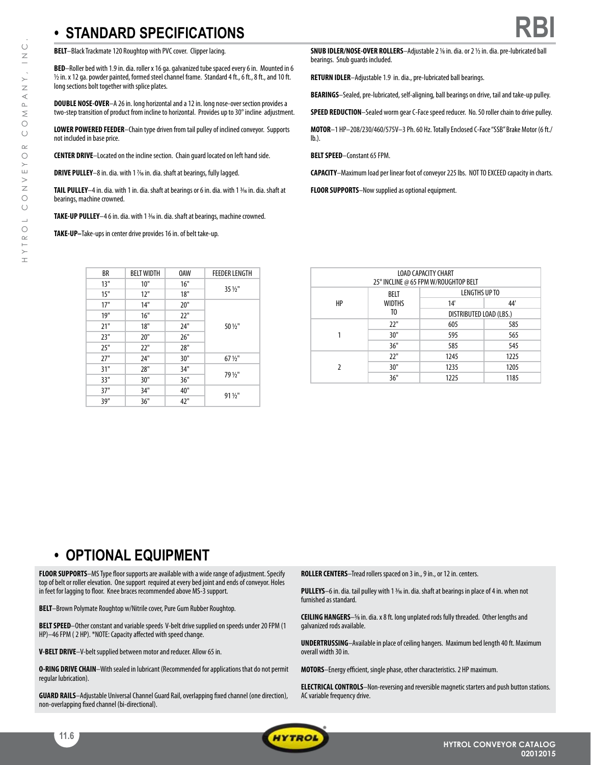# • STANDARD SPECIFICATIONS

**RBI**

**BELT**–Black Trackmate 120 Roughtop with PVC cover. Clipper lacing.

**BED**–Roller bed with 1.9 in. dia. roller x 16 ga. galvanized tube spaced every 6 in. Mounted in 6 ½ in. x 12 ga. powder painted, formed steel channel frame. Standard 4 ft., 6 ft., 8 ft., and 10 ft. long sections bolt together with splice plates.

**DOUBLE NOSE-OVER**–A 26 in. long horizontal and a 12 in. long nose-over section provides a two-step transition of product from incline to horizontal. Provides up to 30° incline adjustment.

**LOWER POWERED FEEDER**–Chain type driven from tail pulley of inclined conveyor. Supports not included in base price.

**CENTER DRIVE**–Located on the incline section. Chain guard located on left hand side.

**DRIVE PULLEY**–8 in. dia. with 1 7⁄16 in. dia. shaft at bearings, fully lagged.

**TAIL PULLEY**–4 in. dia. with 1 in. dia. shaft at bearings or 6 in. dia. with 1 3⁄16 in. dia. shaft at bearings, machine crowned.

**TAKE-UP PULLEY**–4 6 in. dia. with 1 3⁄16 in. dia. shaft at bearings, machine crowned.

**TAKE-UP–**Take-ups in center drive provides 16 in. of belt take-up.

**SNUB IDLER/NOSE-OVER ROLLERS**–Adjustable 2 ⅛ in. dia. or 2 ½ in. dia. pre-lubricated ball bearings. Snub guards included.

**RETURN IDLER**–Adjustable 1.9 in. dia., pre-lubricated ball bearings.

**BEARINGS**–Sealed, pre-lubricated, self-aligning, ball bearings on drive, tail and take-up pulley.

**SPEED REDUCTION**–Sealed worm gear C-Face speed reducer. No. 50 roller chain to drive pulley.

**MOTOR**–1 HP–208/230/460/575V–3 Ph. 60 Hz. Totally Enclosed C-Face "SSB" Brake Motor (6 ft./lb.).

**BELT SPEED**–Constant 65 FPM.

**CAPACITY**–Maximum load per linear foot of conveyor 225 lbs. NOT TO EXCEED capacity in charts.

**FLOOR SUPPORTS**–Now supplied as optional equipment.

| BR | BELT WIDTH | OAW | FEEDER LENGTH |
|---|---|---|---|
| 13" | 10" | 16" | 35 ½" |
| 15" | 12" | 18" | |
| 17" | 14" | 20" | 50 ½" |
| 19" | 16" | 22" | |
| 21" | 18" | 24" | |
| 23" | 20" | 26" | |
| 25" | 22" | 28" | |
| 27" | 24" | 30" | 67 ½" |
| 31" | 28" | 34" | 79 ½" |
| 33" | 30" | 36" | |
| 37" | 34" | 40" | 91 ½" |
| 39" | 36" | 42" | |

| LOAD CAPACITY CHART 25° INCLINE @ 65 FPM W/ROUGHTOP BELT | | | |
|---|---|---|---|
| HP | BELT WIDTHS TO | LENGTHS UP TO | |
| | | 14' | 44' |
| | | DISTRIBUTED LOAD (LBS.) | |
| 1 | 22" | 605 | 585 |
| | 30" | 595 | 565 |
| | 36" | 585 | 545 |
| 2 | 22" | 1245 | 1225 |
| | 30" | 1235 | 1205 |
| | 36" | 1225 | 1185 |

# • OPTIONAL EQUIPMENT

**FLOOR SUPPORTS**–MS Type floor supports are available with a wide range of adjustment. Specify top of belt or roller elevation. One support required at every bed joint and ends of conveyor. Holes in feet for lagging to floor. Knee braces recommended above MS-3 support.

**BELT**–Brown Polymate Roughtop w/Nitrile cover, Pure Gum Rubber Roughtop.

**BELT SPEED**–Other constant and variable speeds V-belt drive supplied on speeds under 20 FPM (1 HP)–46 FPM ( 2 HP). *NOTE: Capacity affected with speed change.

**V-BELT DRIVE**–V-belt supplied between motor and reducer. Allow 65 in.

**O-RING DRIVE CHAIN**–With sealed in lubricant (Recommended for applications that do not permit regular lubrication).

**GUARD RAILS**–Adjustable Universal Channel Guard Rail, overlapping fixed channel (one direction), non-overlapping fixed channel (bi-directional).

**ROLLER CENTERS**–Tread rollers spaced on 3 in., 9 in., or 12 in. centers.

**PULLEYS**–6 in. dia. tail pulley with 1 3⁄16 in. dia. shaft at bearings in place of 4 in. when not furnished as standard.

**CEILING HANGERS**–⅝ in. dia. x 8 ft. long unplated rods fully threaded. Other lengths and galvanized rods available.

**UNDERTRUSSING**–Available in place of ceiling hangers. Maximum bed length 40 ft. Maximum overall width 30 in.

**MOTORS**–Energy efficient, single phase, other characteristics. 2 HP maximum.

**ELECTRICAL CONTROLS**–Non-reversing and reversible magnetic starters and push button stations. AC variable frequency drive.